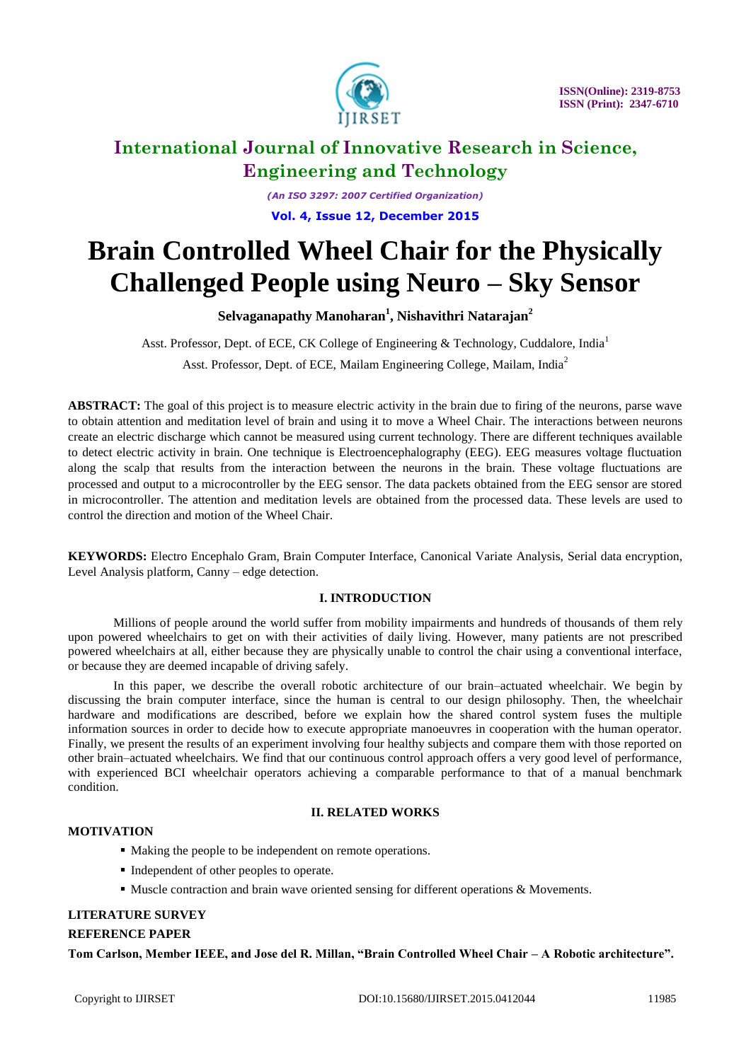# Brain Controlled Wheel Chair for the Physically Challenged People using Neuro – Sky Sensor

**Selvaganapathy Manoharan[1], Nishavithri Natarajan[2]**

Asst. Professor, Dept. of ECE, CK College of Engineering & Technology, Cuddalore, India[1]

Asst. Professor, Dept. of ECE, Mailam Engineering College, Mailam, India[2]

**ABSTRACT:** The goal of this project is to measure electric activity in the brain due to firing of the neurons, parse wave to obtain attention and meditation level of brain and using it to move a Wheel Chair. The interactions between neurons create an electric discharge which cannot be measured using current technology. There are different techniques available to detect electric activity in brain. One technique is Electroencephalography (EEG). EEG measures voltage fluctuation along the scalp that results from the interaction between the neurons in the brain. These voltage fluctuations are processed and output to a microcontroller by the EEG sensor. The data packets obtained from the EEG sensor are stored in microcontroller. The attention and meditation levels are obtained from the processed data. These levels are used to control the direction and motion of the Wheel Chair.

**KEYWORDS:** Electro Encephalo Gram, Brain Computer Interface, Canonical Variate Analysis, Serial data encryption, Level Analysis platform, Canny – edge detection.

## I. INTRODUCTION

Millions of people around the world suffer from mobility impairments and hundreds of thousands of them rely upon powered wheelchairs to get on with their activities of daily living. However, many patients are not prescribed powered wheelchairs at all, either because they are physically unable to control the chair using a conventional interface, or because they are deemed incapable of driving safely.

In this paper, we describe the overall robotic architecture of our brain–actuated wheelchair. We begin by discussing the brain computer interface, since the human is central to our design philosophy. Then, the wheelchair hardware and modifications are described, before we explain how the shared control system fuses the multiple information sources in order to decide how to execute appropriate manoeuvres in cooperation with the human operator. Finally, we present the results of an experiment involving four healthy subjects and compare them with those reported on other brain–actuated wheelchairs. We find that our continuous control approach offers a very good level of performance, with experienced BCI wheelchair operators achieving a comparable performance to that of a manual benchmark condition.

## II. RELATED WORKS

**MOTIVATION**

- Making the people to be independent on remote operations.
- Independent of other peoples to operate.
- Muscle contraction and brain wave oriented sensing for different operations & Movements.

**LITERATURE SURVEY**

**REFERENCE PAPER**

**Tom Carlson, Member IEEE, and Jose del R. Millan, "Brain Controlled Wheel Chair – A Robotic architecture".**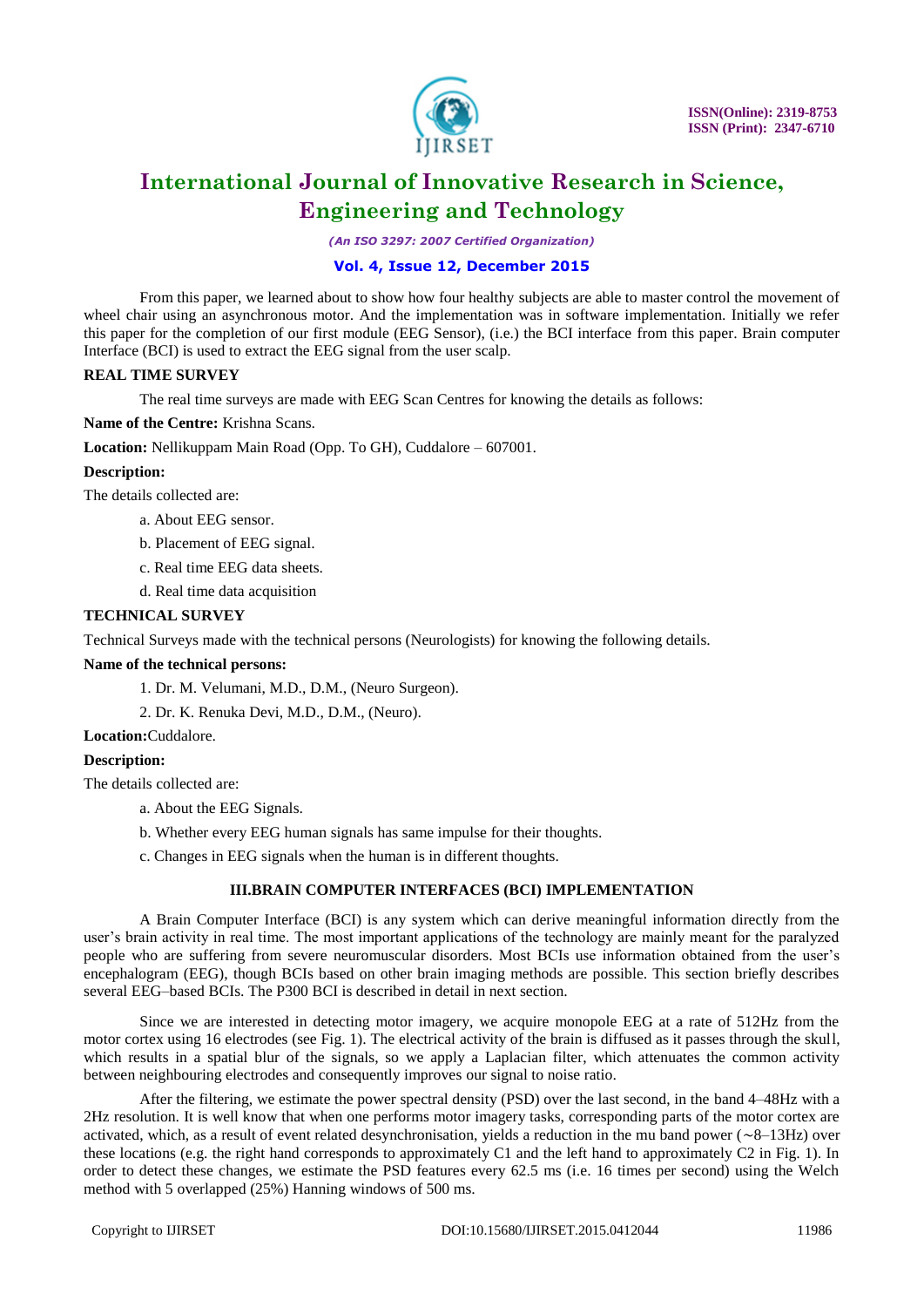From this paper, we learned about to show how four healthy subjects are able to master control the movement of wheel chair using an asynchronous motor. And the implementation was in software implementation. Initially we refer this paper for the completion of our first module (EEG Sensor), (i.e.) the BCI interface from this paper. Brain computer Interface (BCI) is used to extract the EEG signal from the user scalp.

**REAL TIME SURVEY**

The real time surveys are made with EEG Scan Centres for knowing the details as follows:

**Name of the Centre:** Krishna Scans.

**Location:** Nellikuppam Main Road (Opp. To GH), Cuddalore – 607001.

**Description:**

The details collected are:

a. About EEG sensor.

b. Placement of EEG signal.

c. Real time EEG data sheets.

d. Real time data acquisition

**TECHNICAL SURVEY**

Technical Surveys made with the technical persons (Neurologists) for knowing the following details.

**Name of the technical persons:**

1. Dr. M. Velumani, M.D., D.M., (Neuro Surgeon).

2. Dr. K. Renuka Devi, M.D., D.M., (Neuro).

**Location:**Cuddalore.

**Description:**

The details collected are:

a. About the EEG Signals.

b. Whether every EEG human signals has same impulse for their thoughts.

c. Changes in EEG signals when the human is in different thoughts.

## III.BRAIN COMPUTER INTERFACES (BCI) IMPLEMENTATION

A Brain Computer Interface (BCI) is any system which can derive meaningful information directly from the user's brain activity in real time. The most important applications of the technology are mainly meant for the paralyzed people who are suffering from severe neuromuscular disorders. Most BCIs use information obtained from the user's encephalogram (EEG), though BCIs based on other brain imaging methods are possible. This section briefly describes several EEG–based BCIs. The P300 BCI is described in detail in next section.

Since we are interested in detecting motor imagery, we acquire monopole EEG at a rate of 512Hz from the motor cortex using 16 electrodes (see Fig. 1). The electrical activity of the brain is diffused as it passes through the skull, which results in a spatial blur of the signals, so we apply a Laplacian filter, which attenuates the common activity between neighbouring electrodes and consequently improves our signal to noise ratio.

After the filtering, we estimate the power spectral density (PSD) over the last second, in the band 4–48Hz with a 2Hz resolution. It is well know that when one performs motor imagery tasks, corresponding parts of the motor cortex are activated, which, as a result of event related desynchronisation, yields a reduction in the mu band power (∼8–13Hz) over these locations (e.g. the right hand corresponds to approximately C1 and the left hand to approximately C2 in Fig. 1). In order to detect these changes, we estimate the PSD features every 62.5 ms (i.e. 16 times per second) using the Welch method with 5 overlapped (25%) Hanning windows of 500 ms.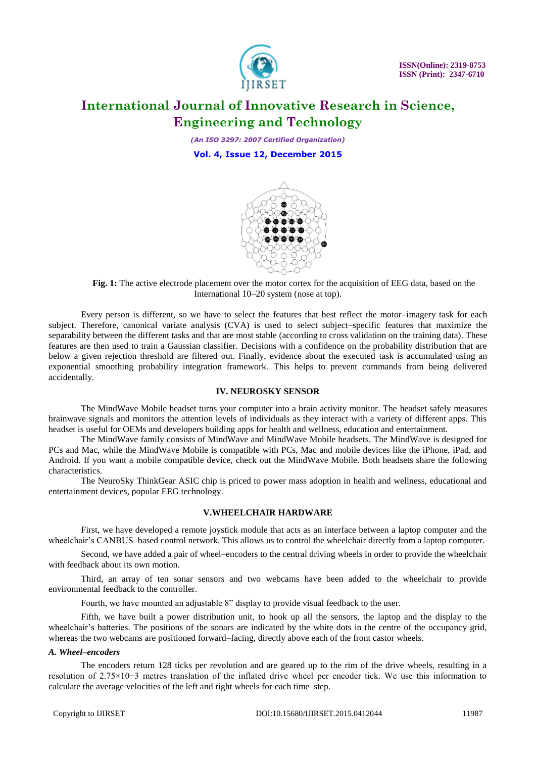**Fig. 1:** The active electrode placement over the motor cortex for the acquisition of EEG data, based on the International 10–20 system (nose at top).

Every person is different, so we have to select the features that best reflect the motor–imagery task for each subject. Therefore, canonical variate analysis (CVA) is used to select subject–specific features that maximize the separability between the different tasks and that are most stable (according to cross validation on the training data). These features are then used to train a Gaussian classifier. Decisions with a confidence on the probability distribution that are below a given rejection threshold are filtered out. Finally, evidence about the executed task is accumulated using an exponential smoothing probability integration framework. This helps to prevent commands from being delivered accidentally.

## IV. NEUROSKY SENSOR

The MindWave Mobile headset turns your computer into a brain activity monitor. The headset safely measures brainwave signals and monitors the attention levels of individuals as they interact with a variety of different apps. This headset is useful for OEMs and developers building apps for health and wellness, education and entertainment.

The MindWave family consists of MindWave and MindWave Mobile headsets. The MindWave is designed for PCs and Mac, while the MindWave Mobile is compatible with PCs, Mac and mobile devices like the iPhone, iPad, and Android. If you want a mobile compatible device, check out the MindWave Mobile. Both headsets share the following characteristics.

The NeuroSky ThinkGear ASIC chip is priced to power mass adoption in health and wellness, educational and entertainment devices, popular EEG technology.

## V.WHEELCHAIR HARDWARE

First, we have developed a remote joystick module that acts as an interface between a laptop computer and the wheelchair's CANBUS–based control network. This allows us to control the wheelchair directly from a laptop computer.

Second, we have added a pair of wheel–encoders to the central driving wheels in order to provide the wheelchair with feedback about its own motion.

Third, an array of ten sonar sensors and two webcams have been added to the wheelchair to provide environmental feedback to the controller.

Fourth, we have mounted an adjustable 8" display to provide visual feedback to the user.

Fifth, we have built a power distribution unit, to hook up all the sensors, the laptop and the display to the wheelchair's batteries. The positions of the sonars are indicated by the white dots in the centre of the occupancy grid, whereas the two webcams are positioned forward–facing, directly above each of the front castor wheels.

### *A. Wheel–encoders*

The encoders return 128 ticks per revolution and are geared up to the rim of the drive wheels, resulting in a resolution of $2.75\times10^{-3}$ metres translation of the inflated drive wheel per encoder tick. We use this information to calculate the average velocities of the left and right wheels for each time–step.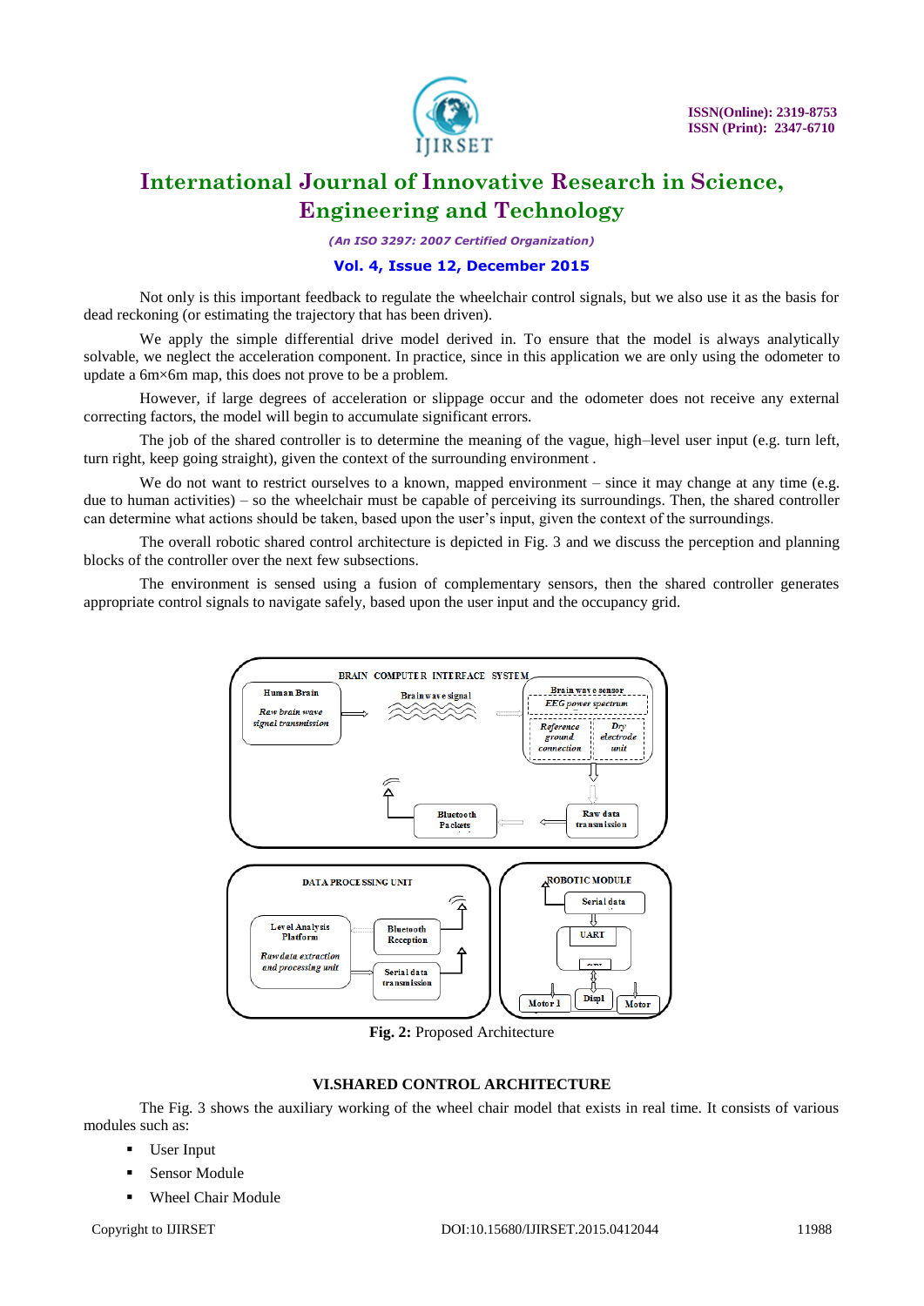Not only is this important feedback to regulate the wheelchair control signals, but we also use it as the basis for dead reckoning (or estimating the trajectory that has been driven).

We apply the simple differential drive model derived in. To ensure that the model is always analytically solvable, we neglect the acceleration component. In practice, since in this application we are only using the odometer to update a 6m×6m map, this does not prove to be a problem.

However, if large degrees of acceleration or slippage occur and the odometer does not receive any external correcting factors, the model will begin to accumulate significant errors.

The job of the shared controller is to determine the meaning of the vague, high–level user input (e.g. turn left, turn right, keep going straight), given the context of the surrounding environment .

We do not want to restrict ourselves to a known, mapped environment – since it may change at any time (e.g. due to human activities) – so the wheelchair must be capable of perceiving its surroundings. Then, the shared controller can determine what actions should be taken, based upon the user's input, given the context of the surroundings.

The overall robotic shared control architecture is depicted in Fig. 3 and we discuss the perception and planning blocks of the controller over the next few subsections.

The environment is sensed using a fusion of complementary sensors, then the shared controller generates appropriate control signals to navigate safely, based upon the user input and the occupancy grid.

**Fig. 2:** Proposed Architecture

## VI.SHARED CONTROL ARCHITECTURE

The Fig. 3 shows the auxiliary working of the wheel chair model that exists in real time. It consists of various modules such as:

- User Input
- Sensor Module
- Wheel Chair Module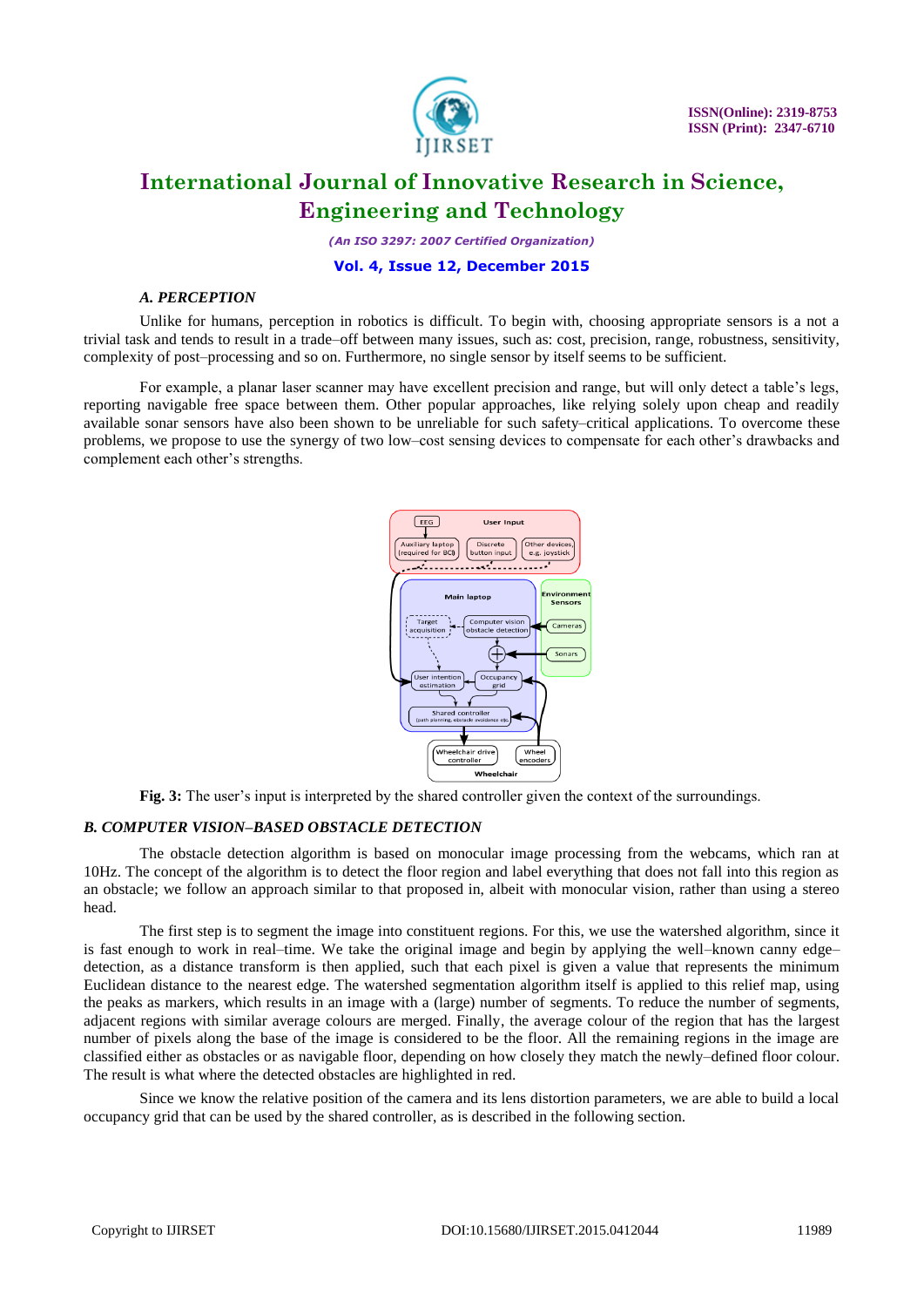### A. PERCEPTION

Unlike for humans, perception in robotics is difficult. To begin with, choosing appropriate sensors is a not a trivial task and tends to result in a trade–off between many issues, such as: cost, precision, range, robustness, sensitivity, complexity of post–processing and so on. Furthermore, no single sensor by itself seems to be sufficient.

For example, a planar laser scanner may have excellent precision and range, but will only detect a table's legs, reporting navigable free space between them. Other popular approaches, like relying solely upon cheap and readily available sonar sensors have also been shown to be unreliable for such safety–critical applications. To overcome these problems, we propose to use the synergy of two low–cost sensing devices to compensate for each other's drawbacks and complement each other's strengths.

**Fig. 3:** The user's input is interpreted by the shared controller given the context of the surroundings.

### B. COMPUTER VISION–BASED OBSTACLE DETECTION

The obstacle detection algorithm is based on monocular image processing from the webcams, which ran at 10Hz. The concept of the algorithm is to detect the floor region and label everything that does not fall into this region as an obstacle; we follow an approach similar to that proposed in, albeit with monocular vision, rather than using a stereo head.

The first step is to segment the image into constituent regions. For this, we use the watershed algorithm, since it is fast enough to work in real–time. We take the original image and begin by applying the well–known canny edge–detection, as a distance transform is then applied, such that each pixel is given a value that represents the minimum Euclidean distance to the nearest edge. The watershed segmentation algorithm itself is applied to this relief map, using the peaks as markers, which results in an image with a (large) number of segments. To reduce the number of segments, adjacent regions with similar average colours are merged. Finally, the average colour of the region that has the largest number of pixels along the base of the image is considered to be the floor. All the remaining regions in the image are classified either as obstacles or as navigable floor, depending on how closely they match the newly–defined floor colour. The result is what where the detected obstacles are highlighted in red.

Since we know the relative position of the camera and its lens distortion parameters, we are able to build a local occupancy grid that can be used by the shared controller, as is described in the following section.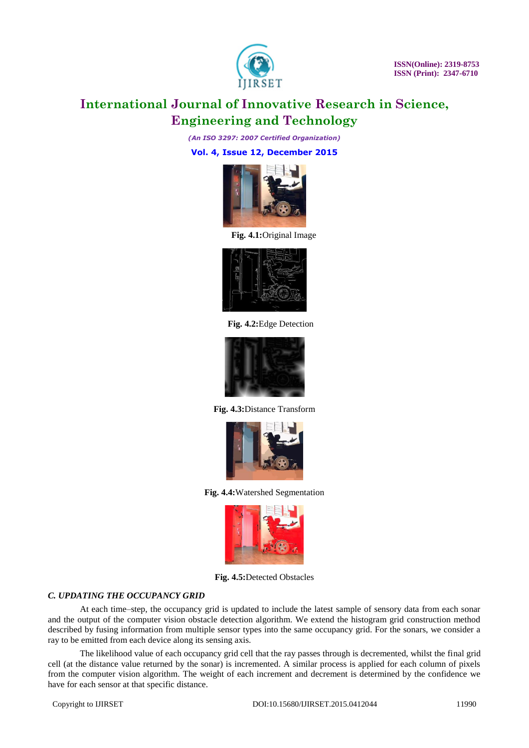**Fig. 4.1:**Original Image

**Fig. 4.2:**Edge Detection

**Fig. 4.3:**Distance Transform

**Fig. 4.4:**Watershed Segmentation

**Fig. 4.5:**Detected Obstacles

### *C. UPDATING THE OCCUPANCY GRID*

At each time–step, the occupancy grid is updated to include the latest sample of sensory data from each sonar and the output of the computer vision obstacle detection algorithm. We extend the histogram grid construction method described by fusing information from multiple sensor types into the same occupancy grid. For the sonars, we consider a ray to be emitted from each device along its sensing axis.

The likelihood value of each occupancy grid cell that the ray passes through is decremented, whilst the final grid cell (at the distance value returned by the sonar) is incremented. A similar process is applied for each column of pixels from the computer vision algorithm. The weight of each increment and decrement is determined by the confidence we have for each sensor at that specific distance.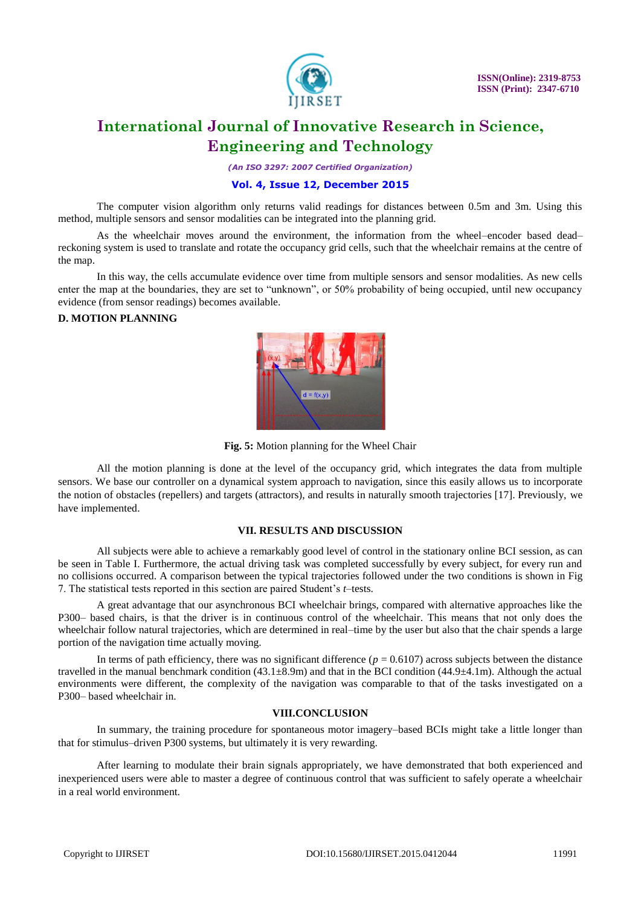The computer vision algorithm only returns valid readings for distances between 0.5m and 3m. Using this method, multiple sensors and sensor modalities can be integrated into the planning grid.

As the wheelchair moves around the environment, the information from the wheel–encoder based dead–reckoning system is used to translate and rotate the occupancy grid cells, such that the wheelchair remains at the centre of the map.

In this way, the cells accumulate evidence over time from multiple sensors and sensor modalities. As new cells enter the map at the boundaries, they are set to "unknown", or 50% probability of being occupied, until new occupancy evidence (from sensor readings) becomes available.

### D. MOTION PLANNING

**Fig. 5:** Motion planning for the Wheel Chair

All the motion planning is done at the level of the occupancy grid, which integrates the data from multiple sensors. We base our controller on a dynamical system approach to navigation, since this easily allows us to incorporate the notion of obstacles (repellers) and targets (attractors), and results in naturally smooth trajectories [17]. Previously, we have implemented.

## VII. RESULTS AND DISCUSSION

All subjects were able to achieve a remarkably good level of control in the stationary online BCI session, as can be seen in Table I. Furthermore, the actual driving task was completed successfully by every subject, for every run and no collisions occurred. A comparison between the typical trajectories followed under the two conditions is shown in Fig 7. The statistical tests reported in this section are paired Student's *t*–tests.

A great advantage that our asynchronous BCI wheelchair brings, compared with alternative approaches like the P300– based chairs, is that the driver is in continuous control of the wheelchair. This means that not only does the wheelchair follow natural trajectories, which are determined in real–time by the user but also that the chair spends a large portion of the navigation time actually moving.

In terms of path efficiency, there was no significant difference ($p = 0.6107$) across subjects between the distance travelled in the manual benchmark condition (43.1±8.9m) and that in the BCI condition (44.9±4.1m). Although the actual environments were different, the complexity of the navigation was comparable to that of the tasks investigated on a P300– based wheelchair in.

## VIII.CONCLUSION

In summary, the training procedure for spontaneous motor imagery–based BCIs might take a little longer than that for stimulus–driven P300 systems, but ultimately it is very rewarding.

After learning to modulate their brain signals appropriately, we have demonstrated that both experienced and inexperienced users were able to master a degree of continuous control that was sufficient to safely operate a wheelchair in a real world environment.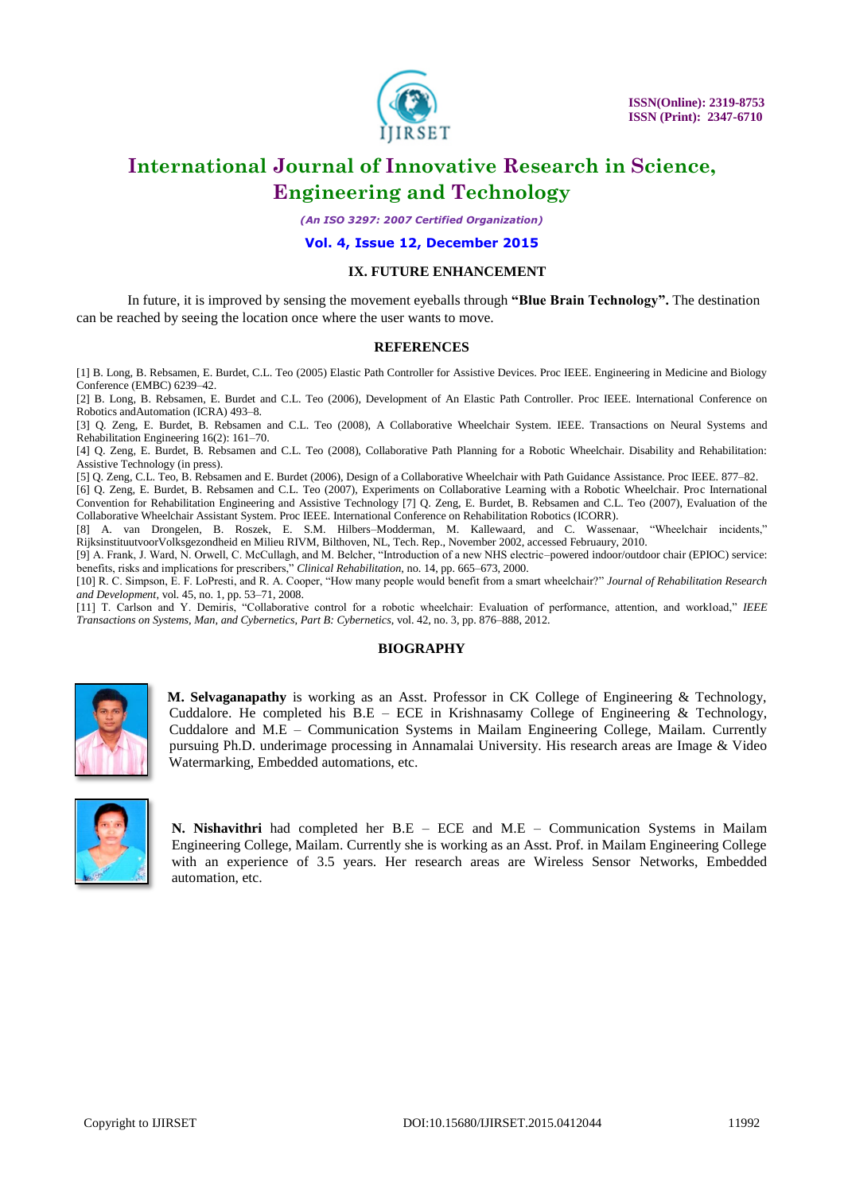## IX. FUTURE ENHANCEMENT

In future, it is improved by sensing the movement eyeballs through **"Blue Brain Technology".** The destination can be reached by seeing the location once where the user wants to move.

## REFERENCES

[1] B. Long, B. Rebsamen, E. Burdet, C.L. Teo (2005) Elastic Path Controller for Assistive Devices. Proc IEEE. Engineering in Medicine and Biology Conference (EMBC) 6239–42.

[2] B. Long, B. Rebsamen, E. Burdet and C.L. Teo (2006), Development of An Elastic Path Controller. Proc IEEE. International Conference on Robotics andAutomation (ICRA) 493–8.

[3] Q. Zeng, E. Burdet, B. Rebsamen and C.L. Teo (2008), A Collaborative Wheelchair System. IEEE. Transactions on Neural Systems and Rehabilitation Engineering 16(2): 161–70.

[4] Q. Zeng, E. Burdet, B. Rebsamen and C.L. Teo (2008), Collaborative Path Planning for a Robotic Wheelchair. Disability and Rehabilitation: Assistive Technology (in press).

[5] Q. Zeng, C.L. Teo, B. Rebsamen and E. Burdet (2006), Design of a Collaborative Wheelchair with Path Guidance Assistance. Proc IEEE. 877–82.

[6] Q. Zeng, E. Burdet, B. Rebsamen and C.L. Teo (2007), Experiments on Collaborative Learning with a Robotic Wheelchair. Proc International Convention for Rehabilitation Engineering and Assistive Technology [7] Q. Zeng, E. Burdet, B. Rebsamen and C.L. Teo (2007), Evaluation of the Collaborative Wheelchair Assistant System. Proc IEEE. International Conference on Rehabilitation Robotics (ICORR).

[8] A. van Drongelen, B. Roszek, E. S.M. Hilbers–Modderman, M. Kallewaard, and C. Wassenaar, "Wheelchair incidents," RijksinstituutvoorVolksgezondheid en Milieu RIVM, Bilthoven, NL, Tech. Rep., November 2002, accessed Februaury, 2010.

[9] A. Frank, J. Ward, N. Orwell, C. McCullagh, and M. Belcher, "Introduction of a new NHS electric–powered indoor/outdoor chair (EPIOC) service: benefits, risks and implications for prescribers," *Clinical Rehabilitation*, no. 14, pp. 665–673, 2000.

[10] R. C. Simpson, E. F. LoPresti, and R. A. Cooper, "How many people would benefit from a smart wheelchair?" *Journal of Rehabilitation Research and Development*, vol. 45, no. 1, pp. 53–71, 2008.

[11] T. Carlson and Y. Demiris, "Collaborative control for a robotic wheelchair: Evaluation of performance, attention, and workload," *IEEE Transactions on Systems, Man, and Cybernetics, Part B: Cybernetics*, vol. 42, no. 3, pp. 876–888, 2012.

## BIOGRAPHY

**M. Selvaganapathy** is working as an Asst. Professor in CK College of Engineering & Technology, Cuddalore. He completed his B.E – ECE in Krishnasamy College of Engineering & Technology, Cuddalore and M.E – Communication Systems in Mailam Engineering College, Mailam. Currently pursuing Ph.D. underimage processing in Annamalai University. His research areas are Image & Video Watermarking, Embedded automations, etc.

**N. Nishavithri** had completed her B.E – ECE and M.E – Communication Systems in Mailam Engineering College, Mailam. Currently she is working as an Asst. Prof. in Mailam Engineering College with an experience of 3.5 years. Her research areas are Wireless Sensor Networks, Embedded automation, etc.